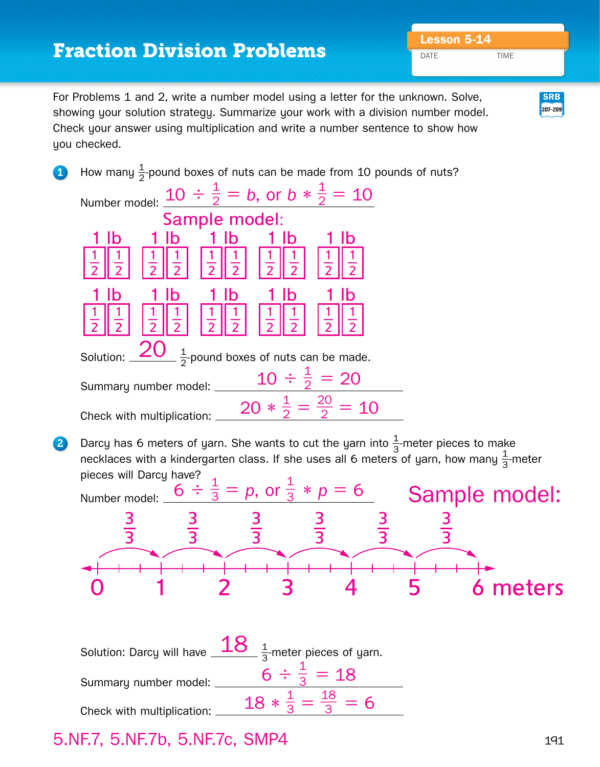# Fraction Division Problems

**Lesson 5-14**

DATE TIME

For Problems 1 and 2, write a number model using a letter for the unknown. Solve, showing your solution strategy. Summarize your work with a division number model. Check your answer using multiplication and write a number sentence to show how you checked.

SRB 207-209

**1** How many $\frac{1}{2}$-pound boxes of nuts can be made from 10 pounds of nuts?

Number model: $10 \div \frac{1}{2} = b$, or $b * \frac{1}{2} = 10$

Sample model:

| 1 lb | 1 lb | 1 lb | 1 lb | 1 lb |
|---|---|---|---|---|
| $\frac{1}{2}$ $\frac{1}{2}$ | $\frac{1}{2}$ $\frac{1}{2}$ | $\frac{1}{2}$ $\frac{1}{2}$ | $\frac{1}{2}$ $\frac{1}{2}$ | $\frac{1}{2}$ $\frac{1}{2}$ |
| **1 lb** | **1 lb** | **1 lb** | **1 lb** | **1 lb** |
| $\frac{1}{2}$ $\frac{1}{2}$ | $\frac{1}{2}$ $\frac{1}{2}$ | $\frac{1}{2}$ $\frac{1}{2}$ | $\frac{1}{2}$ $\frac{1}{2}$ | $\frac{1}{2}$ $\frac{1}{2}$ |

Solution: 20 $\frac{1}{2}$-pound boxes of nuts can be made.

Summary number model: $10 \div \frac{1}{2} = 20$

Check with multiplication: $20 * \frac{1}{2} = \frac{20}{2} = 10$

**2** Darcy has 6 meters of yarn. She wants to cut the yarn into $\frac{1}{3}$-meter pieces to make necklaces with a kindergarten class. If she uses all 6 meters of yarn, how many $\frac{1}{3}$-meter pieces will Darcy have?

Number model: $6 \div \frac{1}{3} = p$, or $\frac{1}{3} * p = 6$

Sample model:

Number line from 0 to 6 meters, each meter divided into thirds, with a jump labeled $\frac{3}{3}$ over each meter (0 to 1, 1 to 2, 2 to 3, 3 to 4, 4 to 5, 5 to 6).

Solution: Darcy will have 18 $\frac{1}{3}$-meter pieces of yarn.

Summary number model: $6 \div \frac{1}{3} = 18$

Check with multiplication: $18 * \frac{1}{3} = \frac{18}{3} = 6$

5.NF.7, 5.NF.7b, 5.NF.7c, SMP4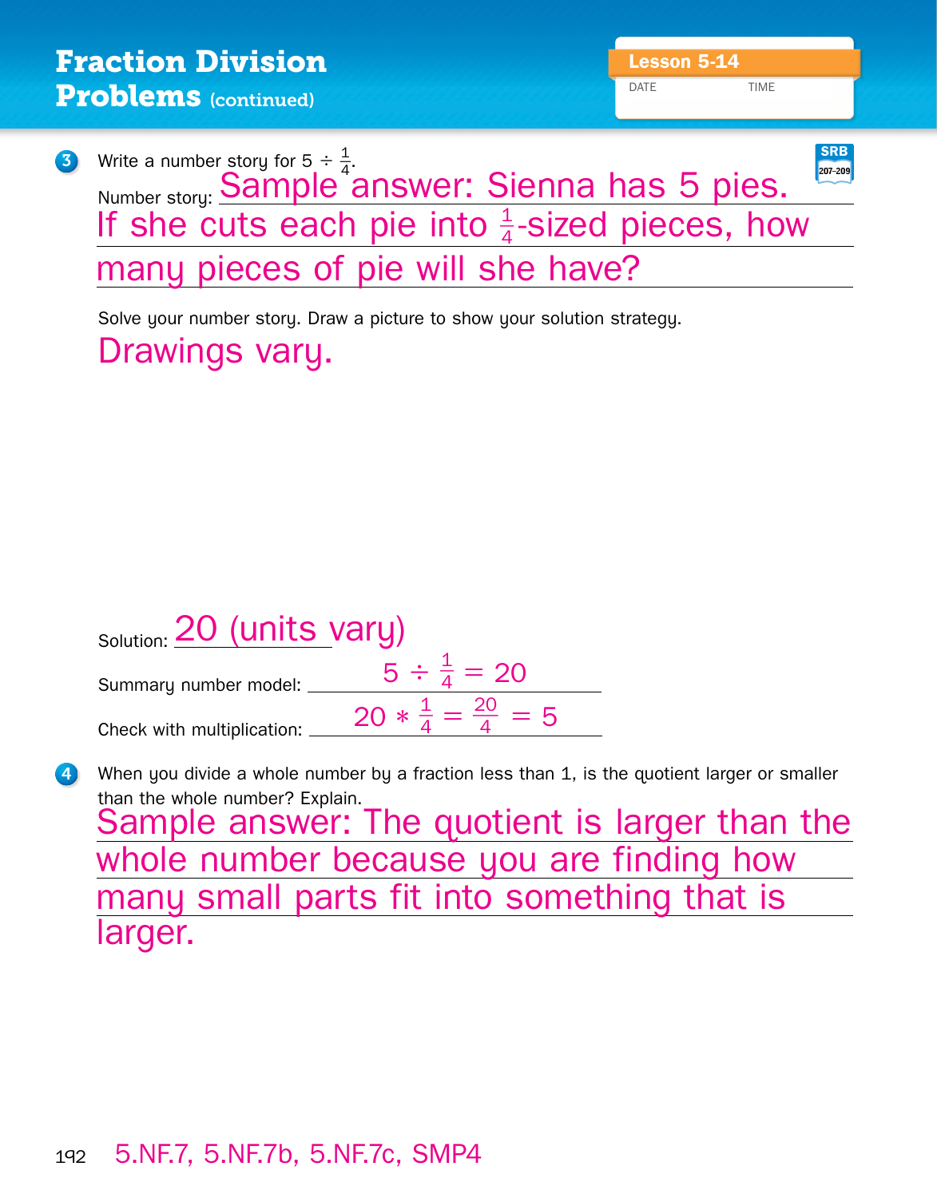# Fraction Division Problems (continued)

Lesson 5-14

DATE TIME

**3** Write a number story for $5 \div \frac{1}{4}$.

SRB 207–209

Number story: Sample answer: Sienna has 5 pies. If she cuts each pie into $\frac{1}{4}$-sized pieces, how many pieces of pie will she have?

Solve your number story. Draw a picture to show your solution strategy.

Drawings vary.

Solution: 20 (units vary)

Summary number model: $5 \div \frac{1}{4} = 20$

Check with multiplication: $20 * \frac{1}{4} = \frac{20}{4} = 5$

**4** When you divide a whole number by a fraction less than 1, is the quotient larger or smaller than the whole number? Explain.

Sample answer: The quotient is larger than the whole number because you are finding how many small parts fit into something that is larger.

5.NF.7, 5.NF.7b, 5.NF.7c, SMP4